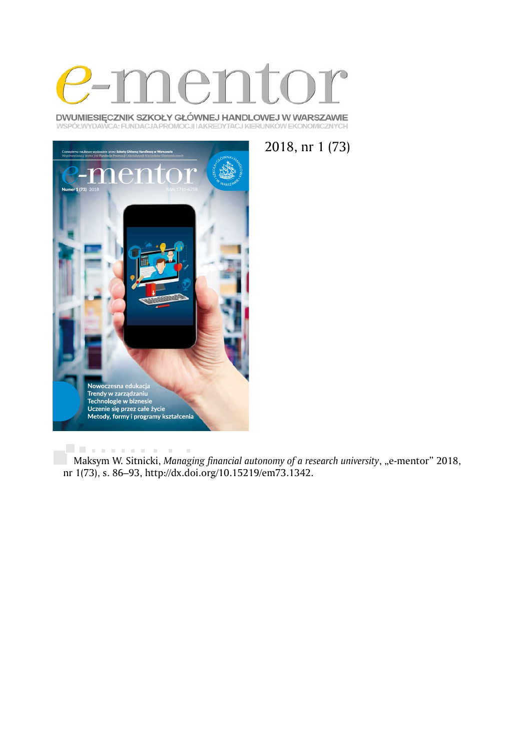# e-mentor

DWUMIESIĘCZNIK SZKOŁY GŁÓWNEJ HANDLOWEJ W WARSZAWIE
WSPÓŁWYDAWCA: FUNDACJA PROMOCJI I AKREDYTACJI KIERUNKÓW EKONOMICZNYCH

2018, nr 1 (73)

Maksym W. Sitnicki, *Managing financial autonomy of a research university*, „e-mentor" 2018, nr 1(73), s. 86–93, http://dx.doi.org/10.15219/em73.1342.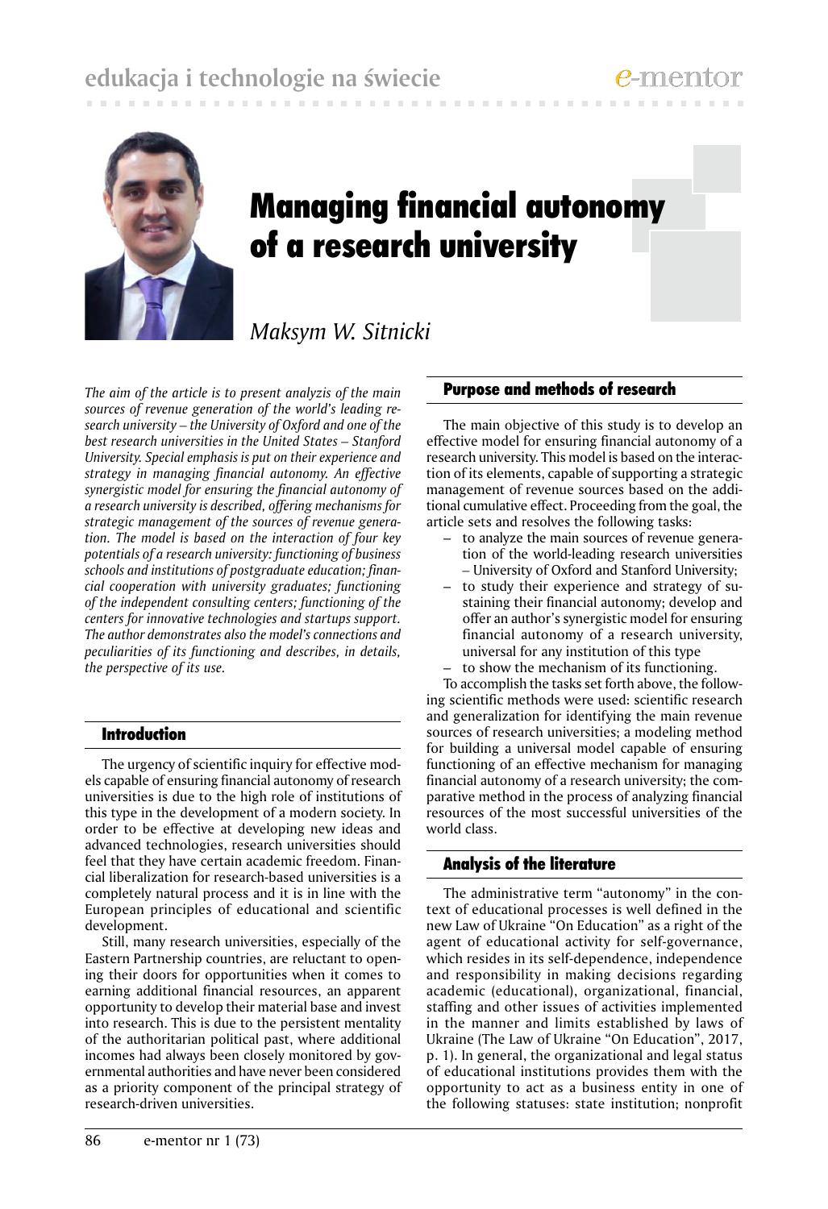# Managing financial autonomy of a research university

*Maksym W. Sitnicki*

*The aim of the article is to present analyzis of the main sources of revenue generation of the world's leading research university – the University of Oxford and one of the best research universities in the United States – Stanford University. Special emphasis is put on their experience and strategy in managing financial autonomy. An effective synergistic model for ensuring the financial autonomy of a research university is described, offering mechanisms for strategic management of the sources of revenue generation. The model is based on the interaction of four key potentials of a research university: functioning of business schools and institutions of postgraduate education; financial cooperation with university graduates; functioning of the independent consulting centers; functioning of the centers for innovative technologies and startups support. The author demonstrates also the model's connections and peculiarities of its functioning and describes, in details, the perspective of its use.*

## Introduction

The urgency of scientific inquiry for effective models capable of ensuring financial autonomy of research universities is due to the high role of institutions of this type in the development of a modern society. In order to be effective at developing new ideas and advanced technologies, research universities should feel that they have certain academic freedom. Financial liberalization for research-based universities is a completely natural process and it is in line with the European principles of educational and scientific development.

Still, many research universities, especially of the Eastern Partnership countries, are reluctant to opening their doors for opportunities when it comes to earning additional financial resources, an apparent opportunity to develop their material base and invest into research. This is due to the persistent mentality of the authoritarian political past, where additional incomes had always been closely monitored by governmental authorities and have never been considered as a priority component of the principal strategy of research-driven universities.

## Purpose and methods of research

The main objective of this study is to develop an effective model for ensuring financial autonomy of a research university. This model is based on the interaction of its elements, capable of supporting a strategic management of revenue sources based on the additional cumulative effect. Proceeding from the goal, the article sets and resolves the following tasks:

- to analyze the main sources of revenue generation of the world-leading research universities – University of Oxford and Stanford University;
- to study their experience and strategy of sustaining their financial autonomy; develop and offer an author's synergistic model for ensuring financial autonomy of a research university, universal for any institution of this type
- to show the mechanism of its functioning.

To accomplish the tasks set forth above, the following scientific methods were used: scientific research and generalization for identifying the main revenue sources of research universities; a modeling method for building a universal model capable of ensuring functioning of an effective mechanism for managing financial autonomy of a research university; the comparative method in the process of analyzing financial resources of the most successful universities of the world class.

## Analysis of the literature

The administrative term "autonomy" in the context of educational processes is well defined in the new Law of Ukraine "On Education" as a right of the agent of educational activity for self-governance, which resides in its self-dependence, independence and responsibility in making decisions regarding academic (educational), organizational, financial, staffing and other issues of activities implemented in the manner and limits established by laws of Ukraine (The Law of Ukraine "On Education", 2017, p. 1). In general, the organizational and legal status of educational institutions provides them with the opportunity to act as a business entity in one of the following statuses: state institution; nonprofit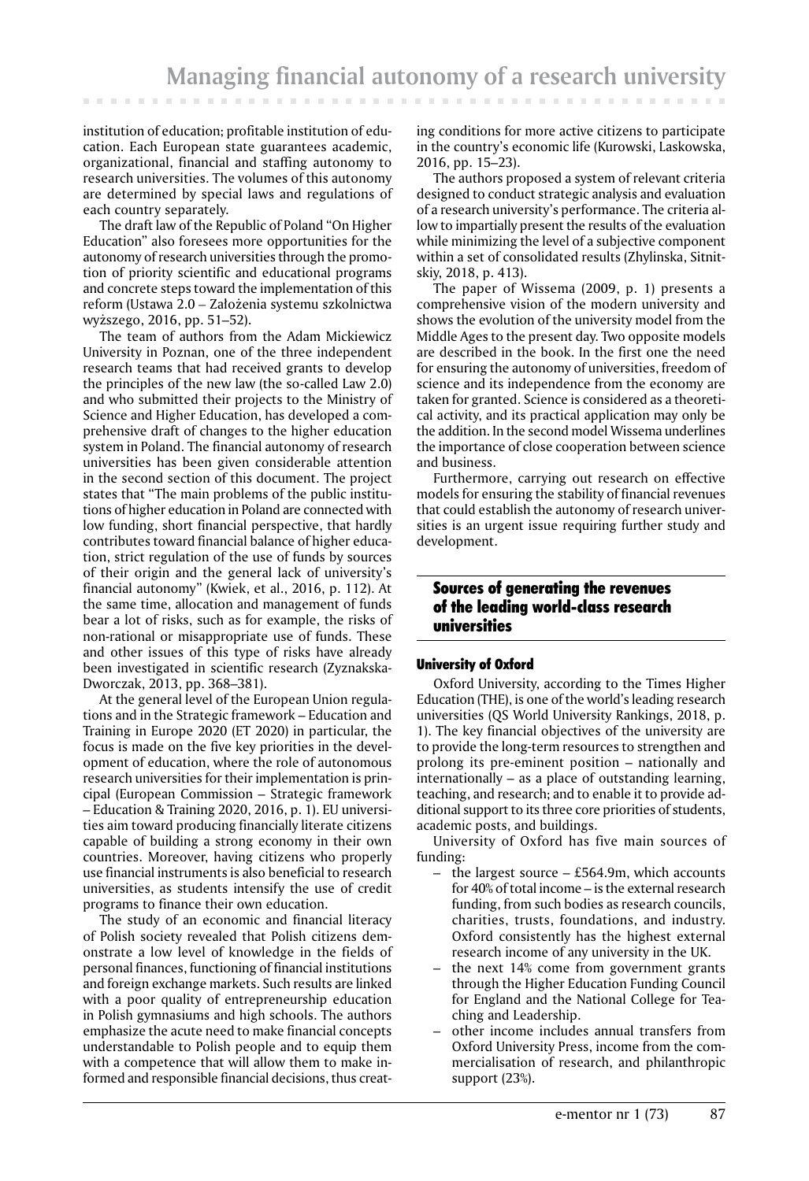institution of education; profitable institution of education. Each European state guarantees academic, organizational, financial and staffing autonomy to research universities. The volumes of this autonomy are determined by special laws and regulations of each country separately.

The draft law of the Republic of Poland "On Higher Education" also foresees more opportunities for the autonomy of research universities through the promotion of priority scientific and educational programs and concrete steps toward the implementation of this reform (Ustawa 2.0 – Założenia systemu szkolnictwa wyższego, 2016, pp. 51–52).

The team of authors from the Adam Mickiewicz University in Poznan, one of the three independent research teams that had received grants to develop the principles of the new law (the so-called Law 2.0) and who submitted their projects to the Ministry of Science and Higher Education, has developed a comprehensive draft of changes to the higher education system in Poland. The financial autonomy of research universities has been given considerable attention in the second section of this document. The project states that "The main problems of the public institutions of higher education in Poland are connected with low funding, short financial perspective, that hardly contributes toward financial balance of higher education, strict regulation of the use of funds by sources of their origin and the general lack of university's financial autonomy" (Kwiek, et al., 2016, p. 112). At the same time, allocation and management of funds bear a lot of risks, such as for example, the risks of non-rational or misappropriate use of funds. These and other issues of this type of risks have already been investigated in scientific research (Zyznakska-Dworczak, 2013, pp. 368–381).

At the general level of the European Union regulations and in the Strategic framework – Education and Training in Europe 2020 (ET 2020) in particular, the focus is made on the five key priorities in the development of education, where the role of autonomous research universities for their implementation is principal (European Commission – Strategic framework – Education & Training 2020, 2016, p. 1). EU universities aim toward producing financially literate citizens capable of building a strong economy in their own countries. Moreover, having citizens who properly use financial instruments is also beneficial to research universities, as students intensify the use of credit programs to finance their own education.

The study of an economic and financial literacy of Polish society revealed that Polish citizens demonstrate a low level of knowledge in the fields of personal finances, functioning of financial institutions and foreign exchange markets. Such results are linked with a poor quality of entrepreneurship education in Polish gymnasiums and high schools. The authors emphasize the acute need to make financial concepts understandable to Polish people and to equip them with a competence that will allow them to make informed and responsible financial decisions, thus creating conditions for more active citizens to participate in the country's economic life (Kurowski, Laskowska, 2016, pp. 15–23).

The authors proposed a system of relevant criteria designed to conduct strategic analysis and evaluation of a research university's performance. The criteria allow to impartially present the results of the evaluation while minimizing the level of a subjective component within a set of consolidated results (Zhylinska, Sitnitskiy, 2018, p. 413).

The paper of Wissema (2009, p. 1) presents a comprehensive vision of the modern university and shows the evolution of the university model from the Middle Ages to the present day. Two opposite models are described in the book. In the first one the need for ensuring the autonomy of universities, freedom of science and its independence from the economy are taken for granted. Science is considered as a theoretical activity, and its practical application may only be the addition. In the second model Wissema underlines the importance of close cooperation between science and business.

Furthermore, carrying out research on effective models for ensuring the stability of financial revenues that could establish the autonomy of research universities is an urgent issue requiring further study and development.

## Sources of generating the revenues of the leading world-class research universities

### University of Oxford

Oxford University, according to the Times Higher Education (THE), is one of the world's leading research universities (QS World University Rankings, 2018, p. 1). The key financial objectives of the university are to provide the long-term resources to strengthen and prolong its pre-eminent position – nationally and internationally – as a place of outstanding learning, teaching, and research; and to enable it to provide additional support to its three core priorities of students, academic posts, and buildings.

University of Oxford has five main sources of funding:

- the largest source – £564.9m, which accounts for 40% of total income – is the external research funding, from such bodies as research councils, charities, trusts, foundations, and industry. Oxford consistently has the highest external research income of any university in the UK.
- the next 14% come from government grants through the Higher Education Funding Council for England and the National College for Teaching and Leadership.
- other income includes annual transfers from Oxford University Press, income from the commercialisation of research, and philanthropic support (23%).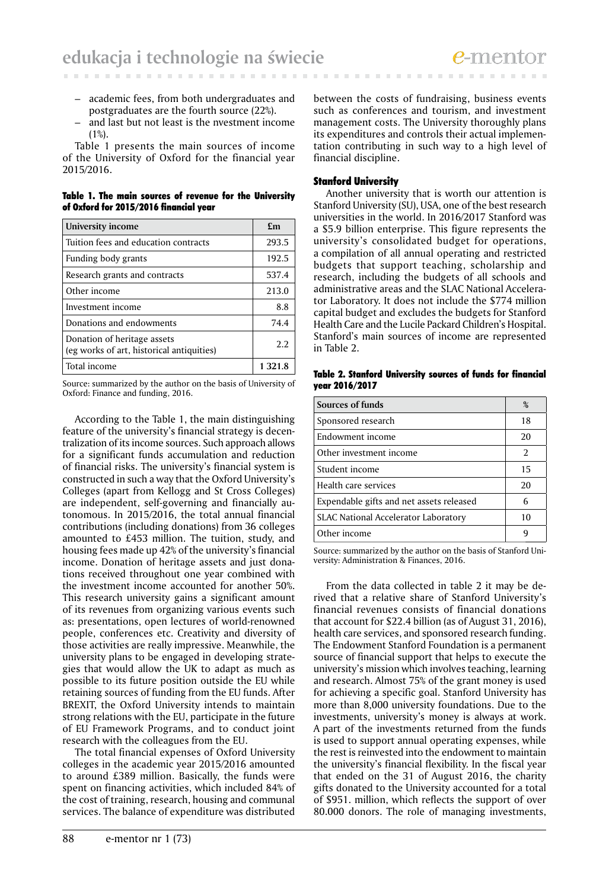– academic fees, from both undergraduates and postgraduates are the fourth source (22%).
– and last but not least is the nvestment income (1%).

Table 1 presents the main sources of income of the University of Oxford for the financial year 2015/2016.

**Table 1. The main sources of revenue for the University of Oxford for 2015/2016 financial year**

| University income | £m |
|---|---|
| Tuition fees and education contracts | 293.5 |
| Funding body grants | 192.5 |
| Research grants and contracts | 537.4 |
| Other income | 213.0 |
| Investment income | 8.8 |
| Donations and endowments | 74.4 |
| Donation of heritage assets (eg works of art, historical antiquities) | 2.2 |
| Total income | 1 321.8 |

Source: summarized by the author on the basis of University of Oxford: Finance and funding, 2016.

According to the Table 1, the main distinguishing feature of the university's financial strategy is decentralization of its income sources. Such approach allows for a significant funds accumulation and reduction of financial risks. The university's financial system is constructed in such a way that the Oxford University's Colleges (apart from Kellogg and St Cross Colleges) are independent, self-governing and financially autonomous. In 2015/2016, the total annual financial contributions (including donations) from 36 colleges amounted to £453 million. The tuition, study, and housing fees made up 42% of the university's financial income. Donation of heritage assets and just donations received throughout one year combined with the investment income accounted for another 50%. This research university gains a significant amount of its revenues from organizing various events such as: presentations, open lectures of world-renowned people, conferences etc. Creativity and diversity of those activities are really impressive. Meanwhile, the university plans to be engaged in developing strategies that would allow the UK to adapt as much as possible to its future position outside the EU while retaining sources of funding from the EU funds. After BREXIT, the Oxford University intends to maintain strong relations with the EU, participate in the future of EU Framework Programs, and to conduct joint research with the colleagues from the EU.

The total financial expenses of Oxford University colleges in the academic year 2015/2016 amounted to around £389 million. Basically, the funds were spent on financing activities, which included 84% of the cost of training, research, housing and communal services. The balance of expenditure was distributed between the costs of fundraising, business events such as conferences and tourism, and investment management costs. The University thoroughly plans its expenditures and controls their actual implementation contributing in such way to a high level of financial discipline.

### Stanford University

Another university that is worth our attention is Stanford University (SU), USA, one of the best research universities in the world. In 2016/2017 Stanford was a $5.9 billion enterprise. This figure represents the university's consolidated budget for operations, a compilation of all annual operating and restricted budgets that support teaching, scholarship and research, including the budgets of all schools and administrative areas and the SLAC National Accelerator Laboratory. It does not include the $774 million capital budget and excludes the budgets for Stanford Health Care and the Lucile Packard Children's Hospital. Stanford's main sources of income are represented in Table 2.

**Table 2. Stanford University sources of funds for financial year 2016/2017**

| Sources of funds | % |
|---|---|
| Sponsored research | 18 |
| Endowment income | 20 |
| Other investment income | 2 |
| Student income | 15 |
| Health care services | 20 |
| Expendable gifts and net assets released | 6 |
| SLAC National Accelerator Laboratory | 10 |
| Other income | 9 |

Source: summarized by the author on the basis of Stanford University: Administration & Finances, 2016.

From the data collected in table 2 it may be derived that a relative share of Stanford University's financial revenues consists of financial donations that account for $22.4 billion (as of August 31, 2016), health care services, and sponsored research funding. The Endowment Stanford Foundation is a permanent source of financial support that helps to execute the university's mission which involves teaching, learning and research. Almost 75% of the grant money is used for achieving a specific goal. Stanford University has more than 8,000 university foundations. Due to the investments, university's money is always at work. A part of the investments returned from the funds is used to support annual operating expenses, while the rest is reinvested into the endowment to maintain the university's financial flexibility. In the fiscal year that ended on the 31 of August 2016, the charity gifts donated to the University accounted for a total of $951. million, which reflects the support of over 80.000 donors. The role of managing investments,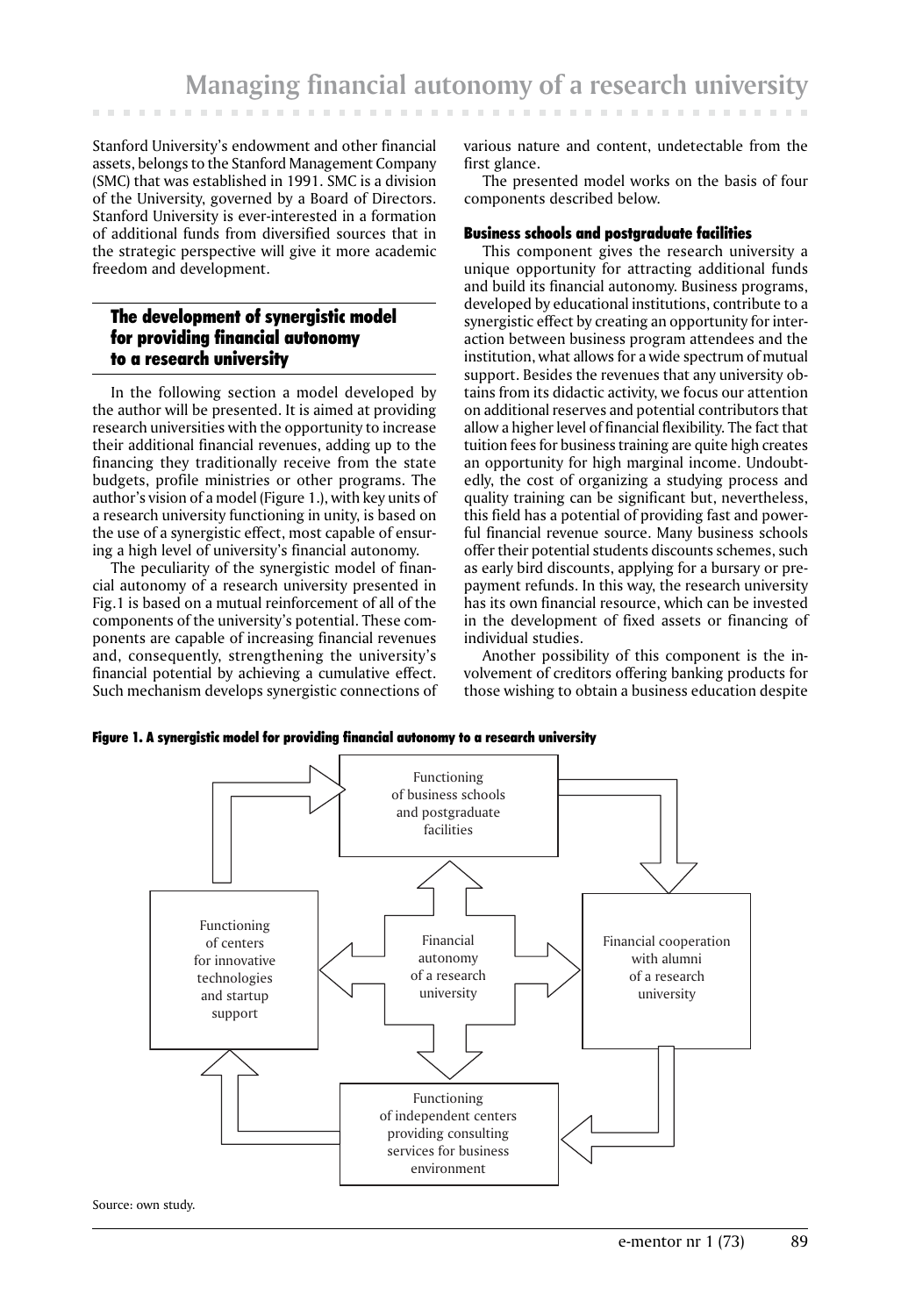Stanford University's endowment and other financial assets, belongs to the Stanford Management Company (SMC) that was established in 1991. SMC is a division of the University, governed by a Board of Directors. Stanford University is ever-interested in a formation of additional funds from diversified sources that in the strategic perspective will give it more academic freedom and development.

## The development of synergistic model for providing financial autonomy to a research university

In the following section a model developed by the author will be presented. It is aimed at providing research universities with the opportunity to increase their additional financial revenues, adding up to the financing they traditionally receive from the state budgets, profile ministries or other programs. The author's vision of a model (Figure 1.), with key units of a research university functioning in unity, is based on the use of a synergistic effect, most capable of ensuring a high level of university's financial autonomy.

The peculiarity of the synergistic model of financial autonomy of a research university presented in Fig.1 is based on a mutual reinforcement of all of the components of the university's potential. These components are capable of increasing financial revenues and, consequently, strengthening the university's financial potential by achieving a cumulative effect. Such mechanism develops synergistic connections of various nature and content, undetectable from the first glance.

The presented model works on the basis of four components described below.

### Business schools and postgraduate facilities

This component gives the research university a unique opportunity for attracting additional funds and build its financial autonomy. Business programs, developed by educational institutions, contribute to a synergistic effect by creating an opportunity for interaction between business program attendees and the institution, what allows for a wide spectrum of mutual support. Besides the revenues that any university obtains from its didactic activity, we focus our attention on additional reserves and potential contributors that allow a higher level of financial flexibility. The fact that tuition fees for business training are quite high creates an opportunity for high marginal income. Undoubtedly, the cost of organizing a studying process and quality training can be significant but, nevertheless, this field has a potential of providing fast and powerful financial revenue source. Many business schools offer their potential students discounts schemes, such as early bird discounts, applying for a bursary or prepayment refunds. In this way, the research university has its own financial resource, which can be invested in the development of fixed assets or financing of individual studies.

Another possibility of this component is the involvement of creditors offering banking products for those wishing to obtain a business education despite

**Figure 1. A synergistic model for providing financial autonomy to a research university**

Functioning of business schools and postgraduate facilities

Financial cooperation with alumni of a research university

Functioning of independent centers providing consulting services for business environment

Functioning of centers for innovative technologies and startup support

Financial autonomy of a research university

Source: own study.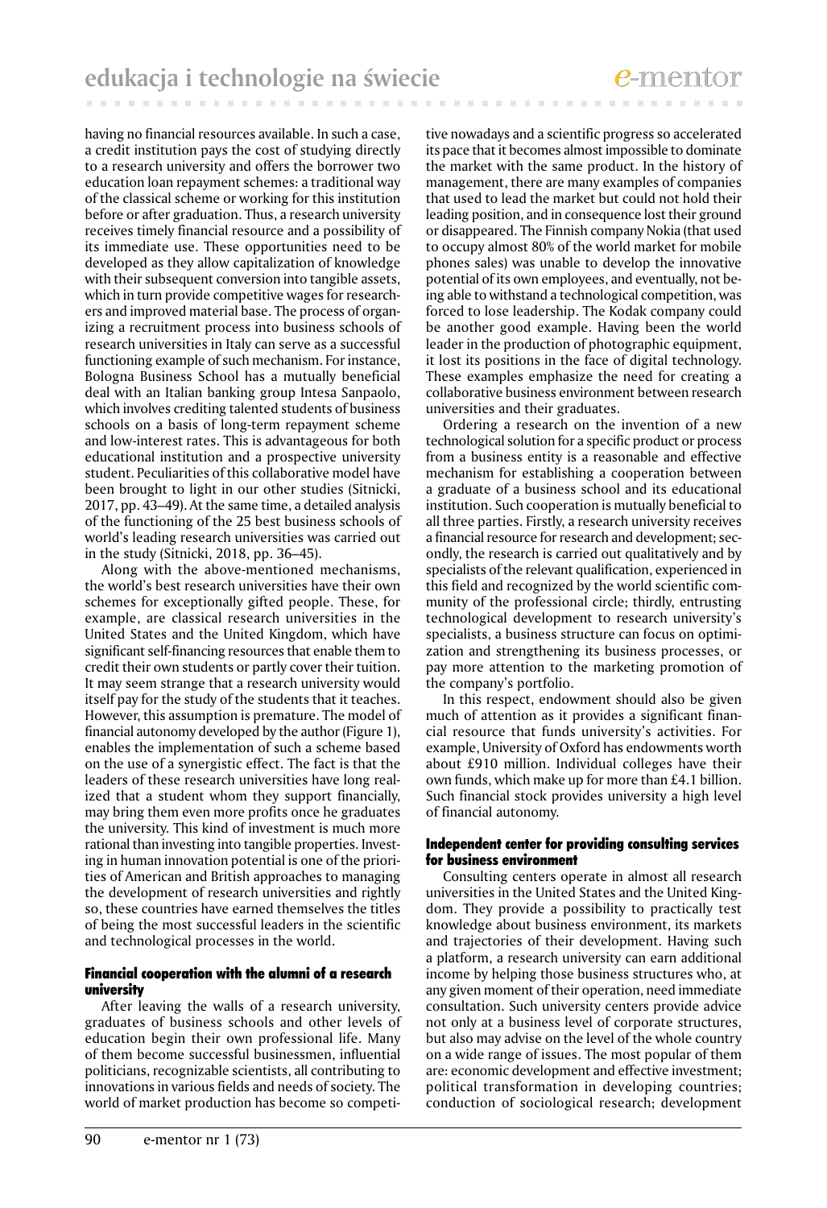having no financial resources available. In such a case, a credit institution pays the cost of studying directly to a research university and offers the borrower two education loan repayment schemes: a traditional way of the classical scheme or working for this institution before or after graduation. Thus, a research university receives timely financial resource and a possibility of its immediate use. These opportunities need to be developed as they allow capitalization of knowledge with their subsequent conversion into tangible assets, which in turn provide competitive wages for researchers and improved material base. The process of organizing a recruitment process into business schools of research universities in Italy can serve as a successful functioning example of such mechanism. For instance, Bologna Business School has a mutually beneficial deal with an Italian banking group Intesa Sanpaolo, which involves crediting talented students of business schools on a basis of long-term repayment scheme and low-interest rates. This is advantageous for both educational institution and a prospective university student. Peculiarities of this collaborative model have been brought to light in our other studies (Sitnicki, 2017, pp. 43–49). At the same time, a detailed analysis of the functioning of the 25 best business schools of world's leading research universities was carried out in the study (Sitnicki, 2018, pp. 36–45).

Along with the above-mentioned mechanisms, the world's best research universities have their own schemes for exceptionally gifted people. These, for example, are classical research universities in the United States and the United Kingdom, which have significant self-financing resources that enable them to credit their own students or partly cover their tuition. It may seem strange that a research university would itself pay for the study of the students that it teaches. However, this assumption is premature. The model of financial autonomy developed by the author (Figure 1), enables the implementation of such a scheme based on the use of a synergistic effect. The fact is that the leaders of these research universities have long realized that a student whom they support financially, may bring them even more profits once he graduates the university. This kind of investment is much more rational than investing into tangible properties. Investing in human innovation potential is one of the priorities of American and British approaches to managing the development of research universities and rightly so, these countries have earned themselves the titles of being the most successful leaders in the scientific and technological processes in the world.

#### Financial cooperation with the alumni of a research university

After leaving the walls of a research university, graduates of business schools and other levels of education begin their own professional life. Many of them become successful businessmen, influential politicians, recognizable scientists, all contributing to innovations in various fields and needs of society. The world of market production has become so competitive nowadays and a scientific progress so accelerated its pace that it becomes almost impossible to dominate the market with the same product. In the history of management, there are many examples of companies that used to lead the market but could not hold their leading position, and in consequence lost their ground or disappeared. The Finnish company Nokia (that used to occupy almost 80% of the world market for mobile phones sales) was unable to develop the innovative potential of its own employees, and eventually, not being able to withstand a technological competition, was forced to lose leadership. The Kodak company could be another good example. Having been the world leader in the production of photographic equipment, it lost its positions in the face of digital technology. These examples emphasize the need for creating a collaborative business environment between research universities and their graduates.

Ordering a research on the invention of a new technological solution for a specific product or process from a business entity is a reasonable and effective mechanism for establishing a cooperation between a graduate of a business school and its educational institution. Such cooperation is mutually beneficial to all three parties. Firstly, a research university receives a financial resource for research and development; secondly, the research is carried out qualitatively and by specialists of the relevant qualification, experienced in this field and recognized by the world scientific community of the professional circle; thirdly, entrusting technological development to research university's specialists, a business structure can focus on optimization and strengthening its business processes, or pay more attention to the marketing promotion of the company's portfolio.

In this respect, endowment should also be given much of attention as it provides a significant financial resource that funds university's activities. For example, University of Oxford has endowments worth about £910 million. Individual colleges have their own funds, which make up for more than £4.1 billion. Such financial stock provides university a high level of financial autonomy.

#### Independent center for providing consulting services for business environment

Consulting centers operate in almost all research universities in the United States and the United Kingdom. They provide a possibility to practically test knowledge about business environment, its markets and trajectories of their development. Having such a platform, a research university can earn additional income by helping those business structures who, at any given moment of their operation, need immediate consultation. Such university centers provide advice not only at a business level of corporate structures, but also may advise on the level of the whole country on a wide range of issues. The most popular of them are: economic development and effective investment; political transformation in developing countries; conduction of sociological research; development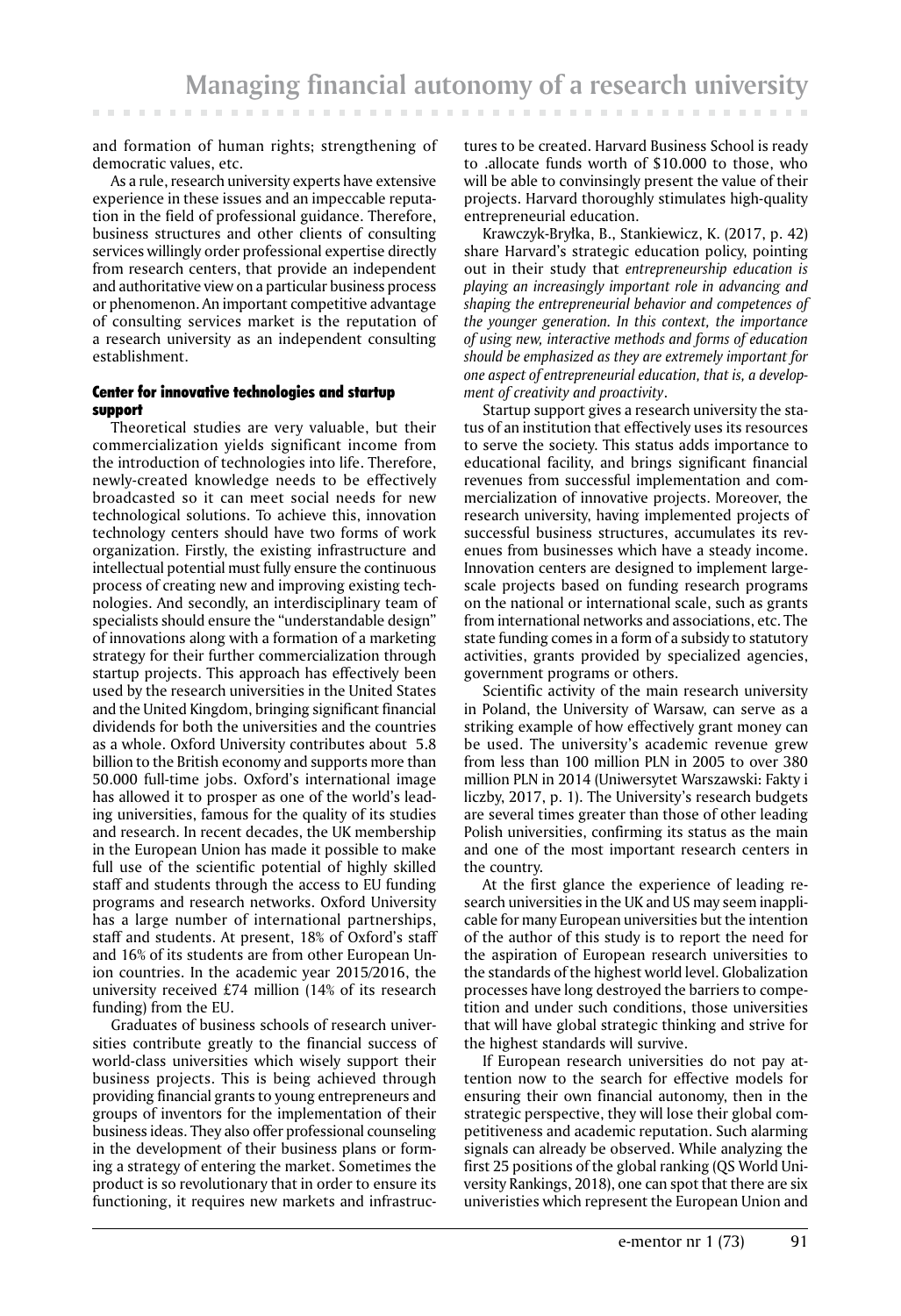and formation of human rights; strengthening of democratic values, etc.

As a rule, research university experts have extensive experience in these issues and an impeccable reputation in the field of professional guidance. Therefore, business structures and other clients of consulting services willingly order professional expertise directly from research centers, that provide an independent and authoritative view on a particular business process or phenomenon. An important competitive advantage of consulting services market is the reputation of a research university as an independent consulting establishment.

#### Center for innovative technologies and startup support

Theoretical studies are very valuable, but their commercialization yields significant income from the introduction of technologies into life. Therefore, newly-created knowledge needs to be effectively broadcasted so it can meet social needs for new technological solutions. To achieve this, innovation technology centers should have two forms of work organization. Firstly, the existing infrastructure and intellectual potential must fully ensure the continuous process of creating new and improving existing technologies. And secondly, an interdisciplinary team of specialists should ensure the "understandable design" of innovations along with a formation of a marketing strategy for their further commercialization through startup projects. This approach has effectively been used by the research universities in the United States and the United Kingdom, bringing significant financial dividends for both the universities and the countries as a whole. Oxford University contributes about 5.8 billion to the British economy and supports more than 50.000 full-time jobs. Oxford's international image has allowed it to prosper as one of the world's leading universities, famous for the quality of its studies and research. In recent decades, the UK membership in the European Union has made it possible to make full use of the scientific potential of highly skilled staff and students through the access to EU funding programs and research networks. Oxford University has a large number of international partnerships, staff and students. At present, 18% of Oxford's staff and 16% of its students are from other European Union countries. In the academic year 2015/2016, the university received £74 million (14% of its research funding) from the EU.

Graduates of business schools of research universities contribute greatly to the financial success of world-class universities which wisely support their business projects. This is being achieved through providing financial grants to young entrepreneurs and groups of inventors for the implementation of their business ideas. They also offer professional counseling in the development of their business plans or forming a strategy of entering the market. Sometimes the product is so revolutionary that in order to ensure its functioning, it requires new markets and infrastructures to be created. Harvard Business School is ready to .allocate funds worth of $10.000 to those, who will be able to convinsingly present the value of their projects. Harvard thoroughly stimulates high-quality entrepreneurial education.

Krawczyk-Bryłka, B., Stankiewicz, K. (2017, p. 42) share Harvard's strategic education policy, pointing out in their study that *entrepreneurship education is playing an increasingly important role in advancing and shaping the entrepreneurial behavior and competences of the younger generation. In this context, the importance of using new, interactive methods and forms of education should be emphasized as they are extremely important for one aspect of entrepreneurial education, that is, a development of creativity and proactivity*.

Startup support gives a research university the status of an institution that effectively uses its resources to serve the society. This status adds importance to educational facility, and brings significant financial revenues from successful implementation and commercialization of innovative projects. Moreover, the research university, having implemented projects of successful business structures, accumulates its revenues from businesses which have a steady income. Innovation centers are designed to implement large-scale projects based on funding research programs on the national or international scale, such as grants from international networks and associations, etc. The state funding comes in a form of a subsidy to statutory activities, grants provided by specialized agencies, government programs or others.

Scientific activity of the main research university in Poland, the University of Warsaw, can serve as a striking example of how effectively grant money can be used. The university's academic revenue grew from less than 100 million PLN in 2005 to over 380 million PLN in 2014 (Uniwersytet Warszawski: Fakty i liczby, 2017, p. 1). The University's research budgets are several times greater than those of other leading Polish universities, confirming its status as the main and one of the most important research centers in the country.

At the first glance the experience of leading research universities in the UK and US may seem inapplicable for many European universities but the intention of the author of this study is to report the need for the aspiration of European research universities to the standards of the highest world level. Globalization processes have long destroyed the barriers to competition and under such conditions, those universities that will have global strategic thinking and strive for the highest standards will survive.

If European research universities do not pay attention now to the search for effective models for ensuring their own financial autonomy, then in the strategic perspective, they will lose their global competitiveness and academic reputation. Such alarming signals can already be observed. While analyzing the first 25 positions of the global ranking (QS World University Rankings, 2018), one can spot that there are six univeristies which represent the European Union and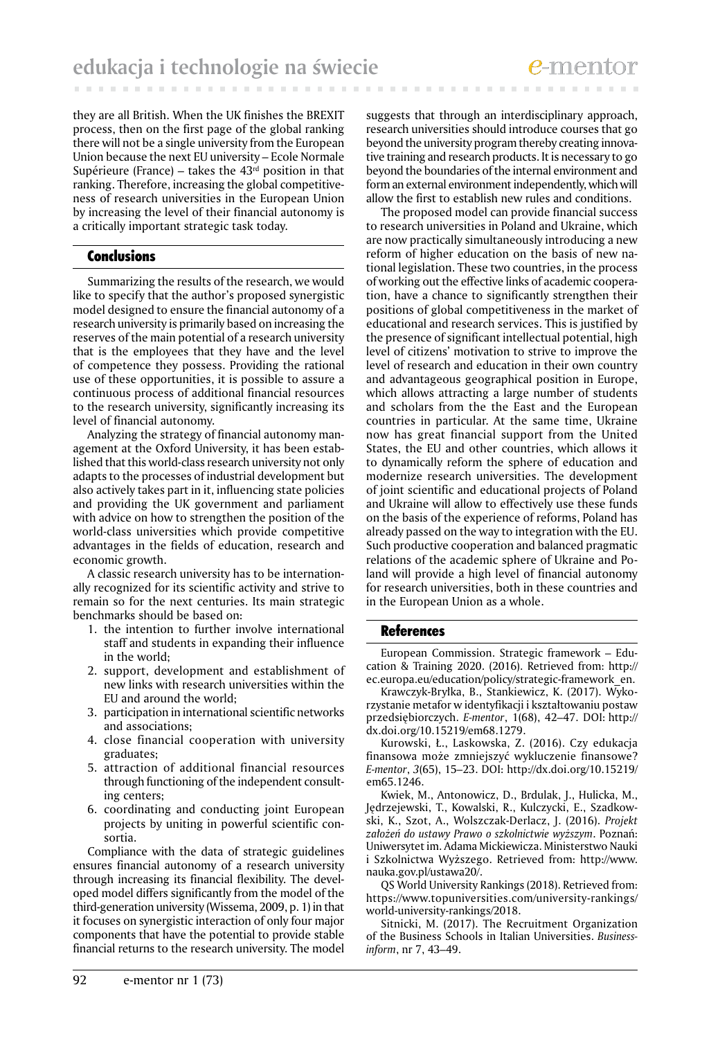they are all British. When the UK finishes the BREXIT process, then on the first page of the global ranking there will not be a single university from the European Union because the next EU university – Ecole Normale Supérieure (France) – takes the 43rd position in that ranking. Therefore, increasing the global competitiveness of research universities in the European Union by increasing the level of their financial autonomy is a critically important strategic task today.

## Conclusions

Summarizing the results of the research, we would like to specify that the author's proposed synergistic model designed to ensure the financial autonomy of a research university is primarily based on increasing the reserves of the main potential of a research university that is the employees that they have and the level of competence they possess. Providing the rational use of these opportunities, it is possible to assure a continuous process of additional financial resources to the research university, significantly increasing its level of financial autonomy.

Analyzing the strategy of financial autonomy management at the Oxford University, it has been established that this world-class research university not only adapts to the processes of industrial development but also actively takes part in it, influencing state policies and providing the UK government and parliament with advice on how to strengthen the position of the world-class universities which provide competitive advantages in the fields of education, research and economic growth.

A classic research university has to be internationally recognized for its scientific activity and strive to remain so for the next centuries. Its main strategic benchmarks should be based on:

1. the intention to further involve international staff and students in expanding their influence in the world;
2. support, development and establishment of new links with research universities within the EU and around the world;
3. participation in international scientific networks and associations;
4. close financial cooperation with university graduates;
5. attraction of additional financial resources through functioning of the independent consulting centers;
6. coordinating and conducting joint European projects by uniting in powerful scientific consortia.

Compliance with the data of strategic guidelines ensures financial autonomy of a research university through increasing its financial flexibility. The developed model differs significantly from the model of the third-generation university (Wissema, 2009, p. 1) in that it focuses on synergistic interaction of only four major components that have the potential to provide stable financial returns to the research university. The model suggests that through an interdisciplinary approach, research universities should introduce courses that go beyond the university program thereby creating innovative training and research products. It is necessary to go beyond the boundaries of the internal environment and form an external environment independently, which will allow the first to establish new rules and conditions.

The proposed model can provide financial success to research universities in Poland and Ukraine, which are now practically simultaneously introducing a new reform of higher education on the basis of new national legislation. These two countries, in the process of working out the effective links of academic cooperation, have a chance to significantly strengthen their positions of global competitiveness in the market of educational and research services. This is justified by the presence of significant intellectual potential, high level of citizens' motivation to strive to improve the level of research and education in their own country and advantageous geographical position in Europe, which allows attracting a large number of students and scholars from the the East and the European countries in particular. At the same time, Ukraine now has great financial support from the United States, the EU and other countries, which allows it to dynamically reform the sphere of education and modernize research universities. The development of joint scientific and educational projects of Poland and Ukraine will allow to effectively use these funds on the basis of the experience of reforms, Poland has already passed on the way to integration with the EU. Such productive cooperation and balanced pragmatic relations of the academic sphere of Ukraine and Poland will provide a high level of financial autonomy for research universities, both in these countries and in the European Union as a whole.

## References

European Commission. Strategic framework – Education & Training 2020. (2016). Retrieved from: http://ec.europa.eu/education/policy/strategic-framework_en.

Krawczyk-Bryłka, B., Stankiewicz, K. (2017). Wykorzystanie metafor w identyfikacji i kształtowaniu postaw przedsiębiorczych. *E-mentor*, 1(68), 42–47. DOI: http://dx.doi.org/10.15219/em68.1279.

Kurowski, Ł., Laskowska, Z. (2016). Czy edukacja finansowa może zmniejszyć wykluczenie finansowe? *E-mentor*, *3*(65), 15–23. DOI: http://dx.doi.org/10.15219/em65.1246.

Kwiek, M., Antonowicz, D., Brdulak, J., Hulicka, M., Jędrzejewski, T., Kowalski, R., Kulczycki, E., Szadkowski, K., Szot, A., Wolszczak-Derlacz, J. (2016). *Projekt założeń do ustawy Prawo o szkolnictwie wyższym*. Poznań: Uniwersytet im. Adama Mickiewicza. Ministerstwo Nauki i Szkolnictwa Wyższego. Retrieved from: http://www.nauka.gov.pl/ustawa20/.

QS World University Rankings (2018). Retrieved from: https://www.topuniversities.com/university-rankings/world-university-rankings/2018.

Sitnicki, M. (2017). The Recruitment Organization of the Business Schools in Italian Universities. *Business-inform*, nr 7, 43–49.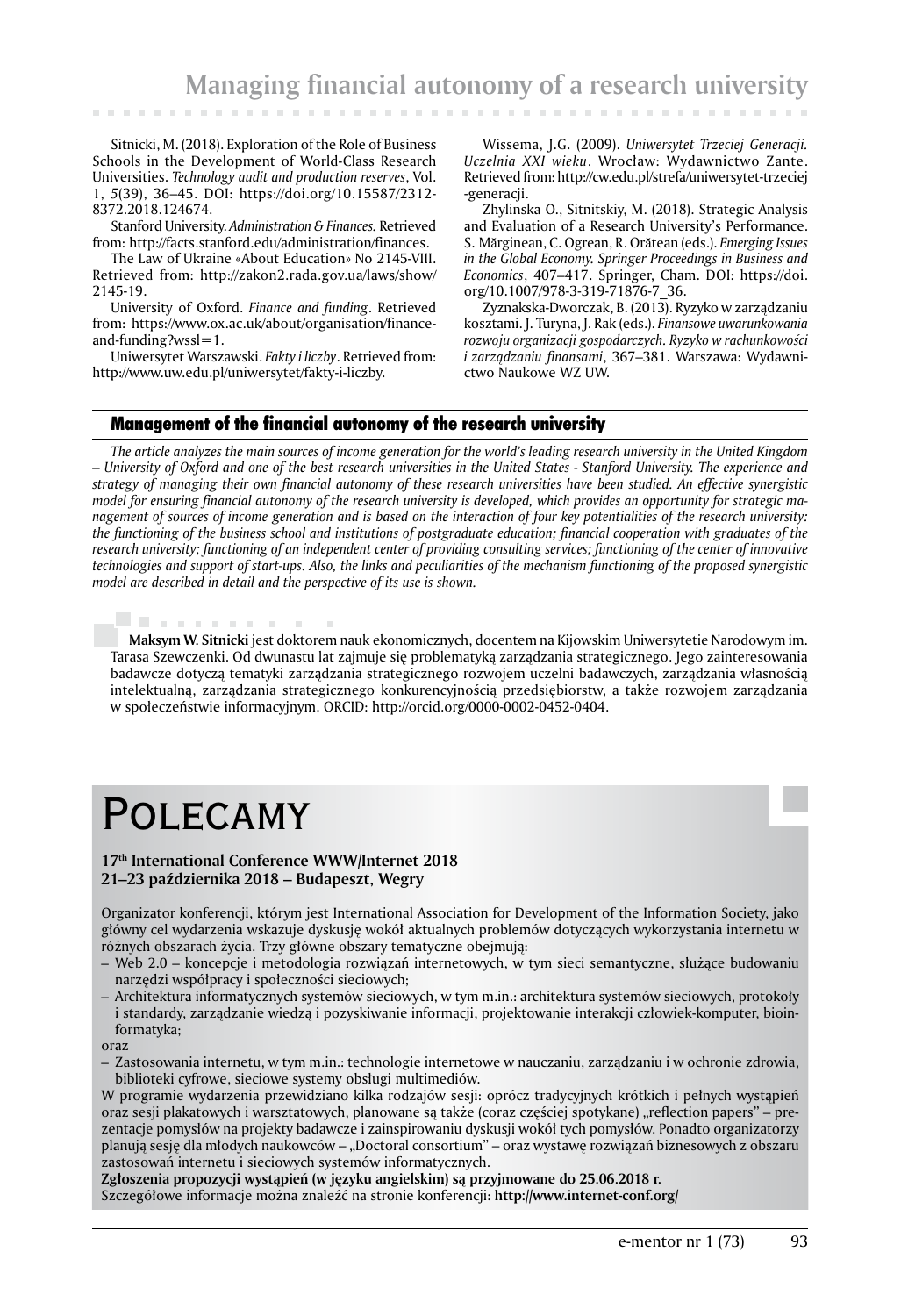Sitnicki, M. (2018). Exploration of the Role of Business Schools in the Development of World-Class Research Universities. *Technology audit and production reserves*, Vol. 1, *5*(39), 36–45. DOI: https://doi.org/10.15587/2312-8372.2018.124674.

Stanford University. *Administration & Finances.* Retrieved from: http://facts.stanford.edu/administration/finances.

The Law of Ukraine «About Education» No 2145-VIII. Retrieved from: http://zakon2.rada.gov.ua/laws/show/2145-19.

University of Oxford. *Finance and funding*. Retrieved from: https://www.ox.ac.uk/about/organisation/finance-and-funding?wssl=1.

Uniwersytet Warszawski. *Fakty i liczby*. Retrieved from: http://www.uw.edu.pl/uniwersytet/fakty-i-liczby.

Wissema, J.G. (2009). *Uniwersytet Trzeciej Generacji. Uczelnia XXI wieku*. Wrocław: Wydawnictwo Zante. Retrieved from: http://cw.edu.pl/strefa/uniwersytet-trzeciej-generacji.

Zhylinska O., Sitnitskiy, M. (2018). Strategic Analysis and Evaluation of a Research University's Performance. S. Mărginean, C. Ogrean, R. Orătean (eds.). *Emerging Issues in the Global Economy. Springer Proceedings in Business and Economics*, 407–417. Springer, Cham. DOI: https://doi.org/10.1007/978-3-319-71876-7_36.

Zyznakska-Dworczak, B. (2013). Ryzyko w zarządzaniu kosztami. J. Turyna, J. Rak (eds.). *Finansowe uwarunkowania rozwoju organizacji gospodarczych. Ryzyko w rachunkowości i zarządzaniu finansami*, 367–381. Warszawa: Wydawnictwo Naukowe WZ UW.

## Management of the financial autonomy of the research university

*The article analyzes the main sources of income generation for the world's leading research university in the United Kingdom – University of Oxford and one of the best research universities in the United States - Stanford University. The experience and strategy of managing their own financial autonomy of these research universities have been studied. An effective synergistic model for ensuring financial autonomy of the research university is developed, which provides an opportunity for strategic management of sources of income generation and is based on the interaction of four key potentialities of the research university: the functioning of the business school and institutions of postgraduate education; financial cooperation with graduates of the research university; functioning of an independent center of providing consulting services; functioning of the center of innovative technologies and support of start-ups. Also, the links and peculiarities of the mechanism functioning of the proposed synergistic model are described in detail and the perspective of its use is shown.*

**Maksym W. Sitnicki** jest doktorem nauk ekonomicznych, docentem na Kijowskim Uniwersytecie Narodowym im. Tarasa Szewczenki. Od dwunastu lat zajmuje się problematyką zarządzania strategicznego. Jego zainteresowania badawcze dotyczą tematyki zarządzania strategicznego rozwojem uczelni badawczych, zarządzania własnością intelektualną, zarządzania strategicznego konkurencyjnością przedsiębiorstw, a także rozwojem zarządzania w społeczeństwie informacyjnym. ORCID: http://orcid.org/0000-0002-0452-0404.

# Polecamy

**17th International Conference WWW/Internet 2018**
**21–23 października 2018 – Budapeszt, Wegry**

Organizator konferencji, którym jest International Association for Development of the Information Society, jako główny cel wydarzenia wskazuje dyskusję wokół aktualnych problemów dotyczących wykorzystania internetu w różnych obszarach życia. Trzy główne obszary tematyczne obejmują:

- Web 2.0 – koncepcje i metodologia rozwiązań internetowych, w tym sieci semantyczne, służące budowaniu narzędzi współpracy i społeczności sieciowych;
- Architektura informatycznych systemów sieciowych, w tym m.in.: architektura systemów sieciowych, protokoły i standardy, zarządzanie wiedzą i pozyskiwanie informacji, projektowanie interakcji człowiek-komputer, bioinformatyka;

oraz

- Zastosowania internetu, w tym m.in.: technologie internetowe w nauczaniu, zarządzaniu i w ochronie zdrowia, biblioteki cyfrowe, sieciowe systemy obsługi multimediów.

W programie wydarzenia przewidziano kilka rodzajów sesji: oprócz tradycyjnych krótkich i pełnych wystąpień oraz sesji plakatowych i warsztatowych, planowane są także (coraz częściej spotykane) „reflection papers" – prezentacje pomysłów na projekty badawcze i zainspirowaniu dyskusji wokół tych pomysłów. Ponadto organizatorzy planują sesję dla młodych naukowców – „Doctoral consortium" – oraz wystawę rozwiązań biznesowych z obszaru zastosowań internetu i sieciowych systemów informatycznych.

**Zgłoszenia propozycji wystąpień (w języku angielskim) są przyjmowane do 25.06.2018 r.**
Szczegółowe informacje można znaleźć na stronie konferencji: **http://www.internet-conf.org/**